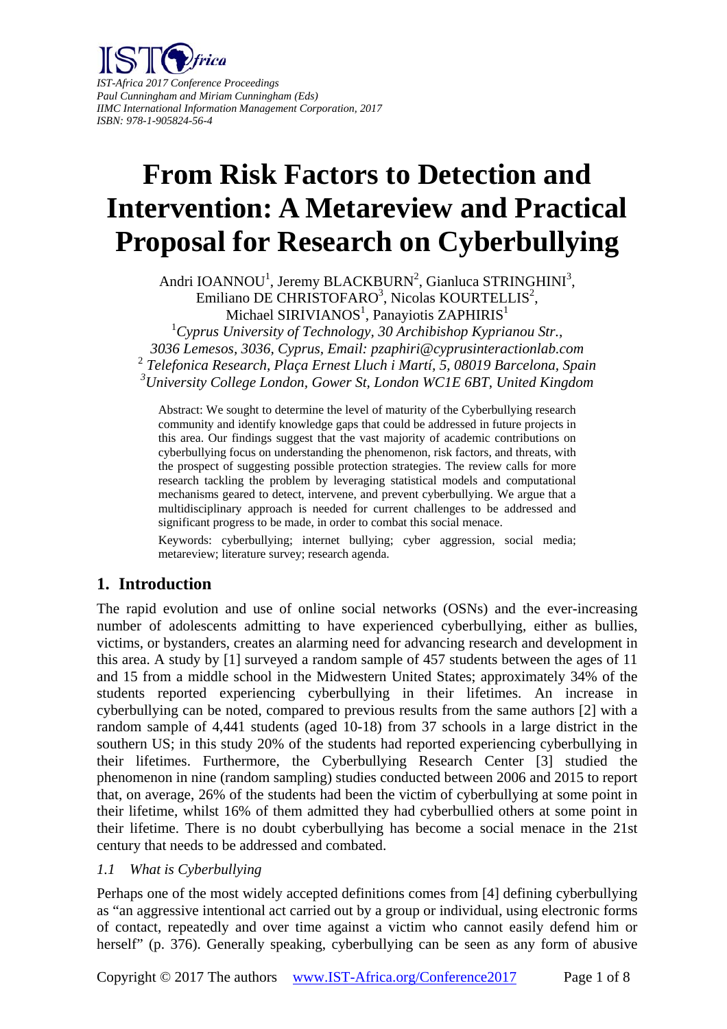IST-Africa 2017 Conference Proceedings
Paul Cunningham and Miriam Cunningham (Eds)
IIMC International Information Management Corporation, 2017
ISBN: 978-1-905824-56-4

# From Risk Factors to Detection and Intervention: A Metareview and Practical Proposal for Research on Cyberbullying

Andri IOANNOU[1], Jeremy BLACKBURN[2], Gianluca STRINGHINI[3], Emiliano DE CHRISTOFARO[3], Nicolas KOURTELLIS[2], Michael SIRIVIANOS[1], Panayiotis ZAPHIRIS[1]

[1]*Cyprus University of Technology, 30 Archibishop Kyprianou Str., 3036 Lemesos, 3036, Cyprus, Email: pzaphiri@cyprusinteractionlab.com*
[2] *Telefonica Research, Plaça Ernest Lluch i Martí, 5, 08019 Barcelona, Spain*
[3]*University College London, Gower St, London WC1E 6BT, United Kingdom*

Abstract: We sought to determine the level of maturity of the Cyberbullying research community and identify knowledge gaps that could be addressed in future projects in this area. Our findings suggest that the vast majority of academic contributions on cyberbullying focus on understanding the phenomenon, risk factors, and threats, with the prospect of suggesting possible protection strategies. The review calls for more research tackling the problem by leveraging statistical models and computational mechanisms geared to detect, intervene, and prevent cyberbullying. We argue that a multidisciplinary approach is needed for current challenges to be addressed and significant progress to be made, in order to combat this social menace.

Keywords: cyberbullying; internet bullying; cyber aggression, social media; metareview; literature survey; research agenda.

## 1. Introduction

The rapid evolution and use of online social networks (OSNs) and the ever-increasing number of adolescents admitting to have experienced cyberbullying, either as bullies, victims, or bystanders, creates an alarming need for advancing research and development in this area. A study by [1] surveyed a random sample of 457 students between the ages of 11 and 15 from a middle school in the Midwestern United States; approximately 34% of the students reported experiencing cyberbullying in their lifetimes. An increase in cyberbullying can be noted, compared to previous results from the same authors [2] with a random sample of 4,441 students (aged 10-18) from 37 schools in a large district in the southern US; in this study 20% of the students had reported experiencing cyberbullying in their lifetimes. Furthermore, the Cyberbullying Research Center [3] studied the phenomenon in nine (random sampling) studies conducted between 2006 and 2015 to report that, on average, 26% of the students had been the victim of cyberbullying at some point in their lifetime, whilst 16% of them admitted they had cyberbullied others at some point in their lifetime. There is no doubt cyberbullying has become a social menace in the 21st century that needs to be addressed and combated.

### *1.1 What is Cyberbullying*

Perhaps one of the most widely accepted definitions comes from [4] defining cyberbullying as "an aggressive intentional act carried out by a group or individual, using electronic forms of contact, repeatedly and over time against a victim who cannot easily defend him or herself" (p. 376). Generally speaking, cyberbullying can be seen as any form of abusive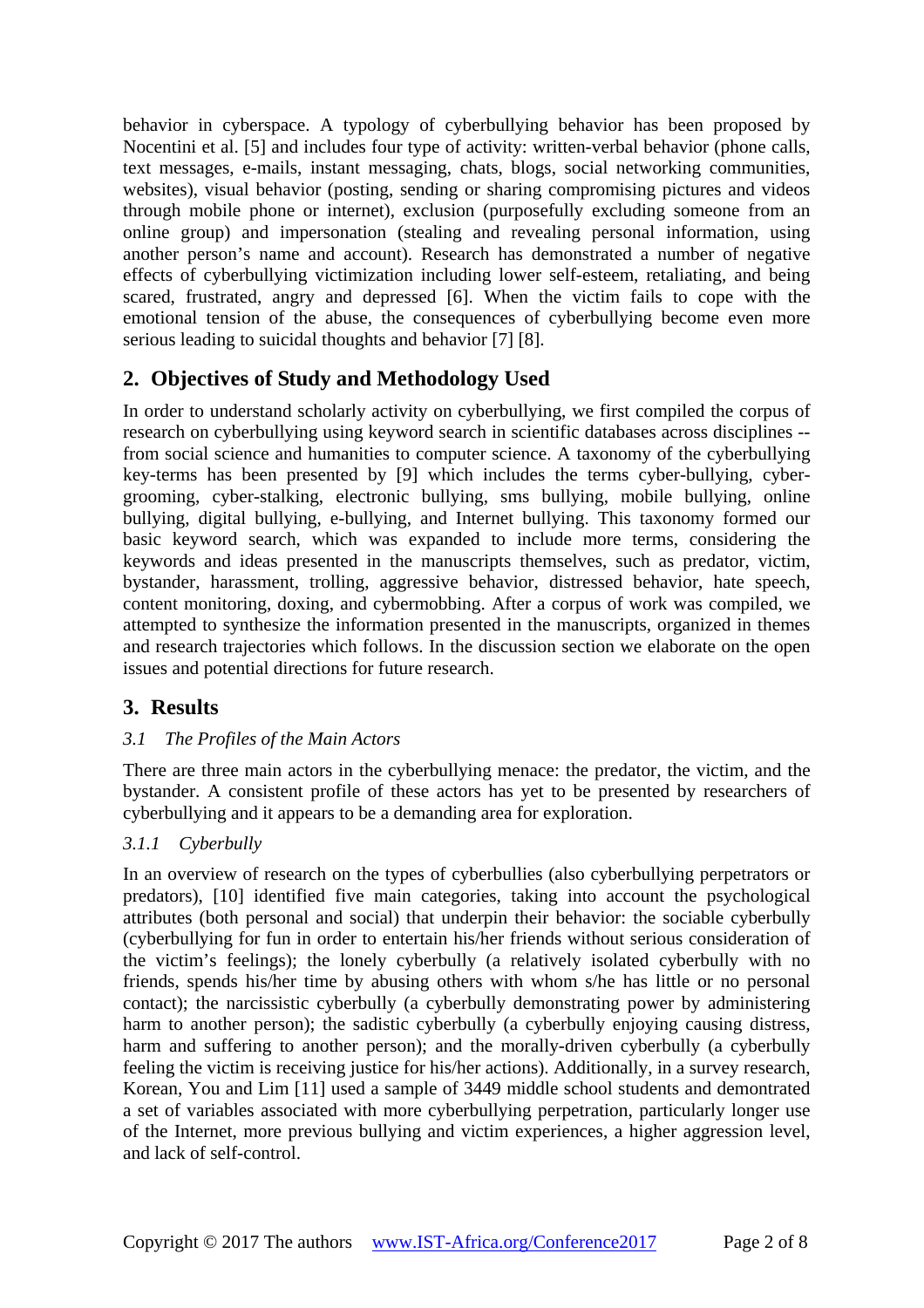behavior in cyberspace. A typology of cyberbullying behavior has been proposed by Nocentini et al. [5] and includes four type of activity: written-verbal behavior (phone calls, text messages, e-mails, instant messaging, chats, blogs, social networking communities, websites), visual behavior (posting, sending or sharing compromising pictures and videos through mobile phone or internet), exclusion (purposefully excluding someone from an online group) and impersonation (stealing and revealing personal information, using another person's name and account). Research has demonstrated a number of negative effects of cyberbullying victimization including lower self-esteem, retaliating, and being scared, frustrated, angry and depressed [6]. When the victim fails to cope with the emotional tension of the abuse, the consequences of cyberbullying become even more serious leading to suicidal thoughts and behavior [7] [8].

## 2. Objectives of Study and Methodology Used

In order to understand scholarly activity on cyberbullying, we first compiled the corpus of research on cyberbullying using keyword search in scientific databases across disciplines -- from social science and humanities to computer science. A taxonomy of the cyberbullying key-terms has been presented by [9] which includes the terms cyber-bullying, cyber-grooming, cyber-stalking, electronic bullying, sms bullying, mobile bullying, online bullying, digital bullying, e-bullying, and Internet bullying. This taxonomy formed our basic keyword search, which was expanded to include more terms, considering the keywords and ideas presented in the manuscripts themselves, such as predator, victim, bystander, harassment, trolling, aggressive behavior, distressed behavior, hate speech, content monitoring, doxing, and cybermobbing. After a corpus of work was compiled, we attempted to synthesize the information presented in the manuscripts, organized in themes and research trajectories which follows. In the discussion section we elaborate on the open issues and potential directions for future research.

## 3. Results

### *3.1 The Profiles of the Main Actors*

There are three main actors in the cyberbullying menace: the predator, the victim, and the bystander. A consistent profile of these actors has yet to be presented by researchers of cyberbullying and it appears to be a demanding area for exploration.

#### *3.1.1 Cyberbully*

In an overview of research on the types of cyberbullies (also cyberbullying perpetrators or predators), [10] identified five main categories, taking into account the psychological attributes (both personal and social) that underpin their behavior: the sociable cyberbully (cyberbullying for fun in order to entertain his/her friends without serious consideration of the victim's feelings); the lonely cyberbully (a relatively isolated cyberbully with no friends, spends his/her time by abusing others with whom s/he has little or no personal contact); the narcissistic cyberbully (a cyberbully demonstrating power by administering harm to another person); the sadistic cyberbully (a cyberbully enjoying causing distress, harm and suffering to another person); and the morally-driven cyberbully (a cyberbully feeling the victim is receiving justice for his/her actions). Additionally, in a survey research, Korean, You and Lim [11] used a sample of 3449 middle school students and demontrated a set of variables associated with more cyberbullying perpetration, particularly longer use of the Internet, more previous bullying and victim experiences, a higher aggression level, and lack of self-control.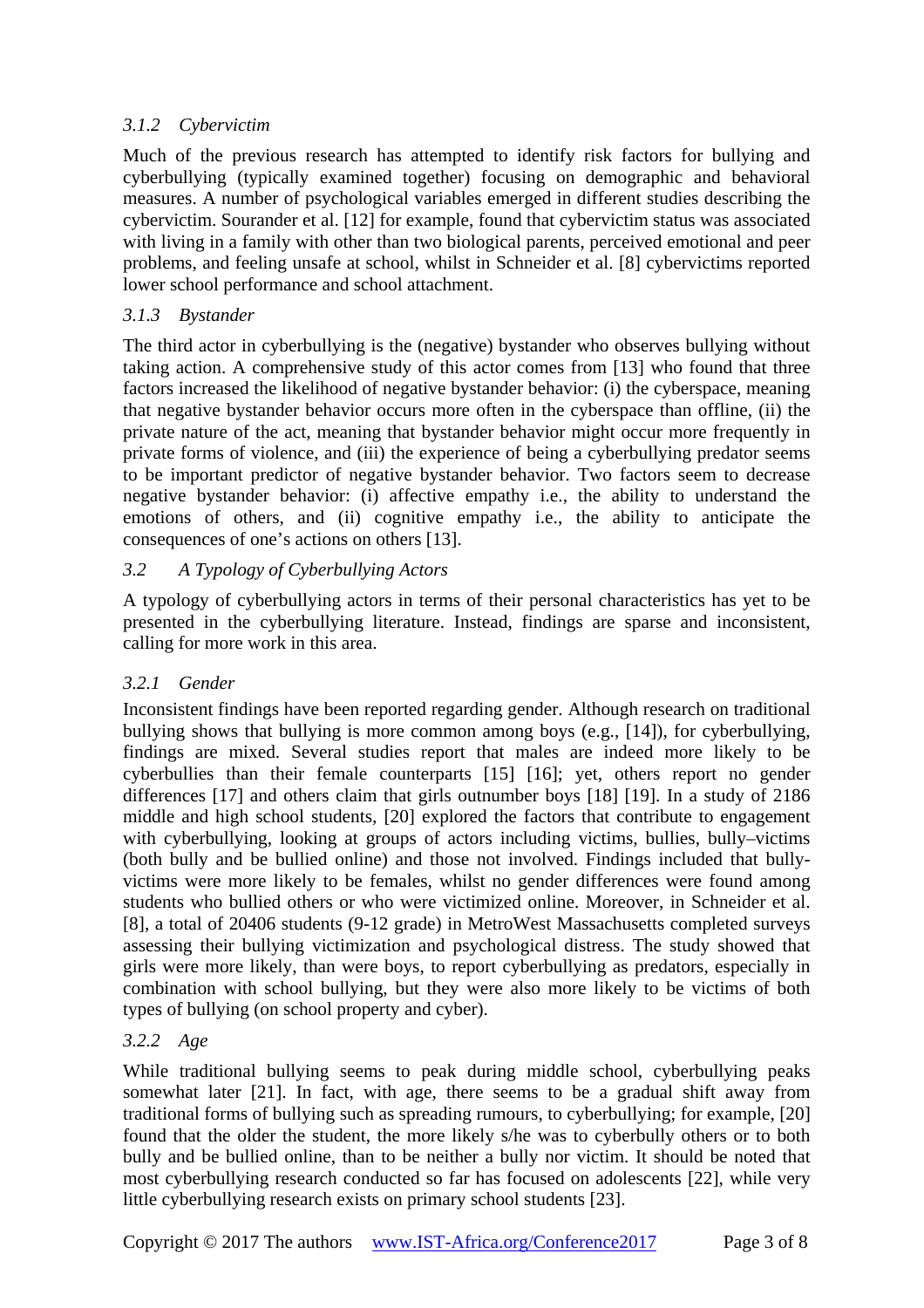#### 3.1.2 *Cybervictim*

Much of the previous research has attempted to identify risk factors for bullying and cyberbullying (typically examined together) focusing on demographic and behavioral measures. A number of psychological variables emerged in different studies describing the cybervictim. Sourander et al. [12] for example, found that cybervictim status was associated with living in a family with other than two biological parents, perceived emotional and peer problems, and feeling unsafe at school, whilst in Schneider et al. [8] cybervictims reported lower school performance and school attachment.

#### 3.1.3 *Bystander*

The third actor in cyberbullying is the (negative) bystander who observes bullying without taking action. A comprehensive study of this actor comes from [13] who found that three factors increased the likelihood of negative bystander behavior: (i) the cyberspace, meaning that negative bystander behavior occurs more often in the cyberspace than offline, (ii) the private nature of the act, meaning that bystander behavior might occur more frequently in private forms of violence, and (iii) the experience of being a cyberbullying predator seems to be important predictor of negative bystander behavior. Two factors seem to decrease negative bystander behavior: (i) affective empathy i.e., the ability to understand the emotions of others, and (ii) cognitive empathy i.e., the ability to anticipate the consequences of one's actions on others [13].

### 3.2 *A Typology of Cyberbullying Actors*

A typology of cyberbullying actors in terms of their personal characteristics has yet to be presented in the cyberbullying literature. Instead, findings are sparse and inconsistent, calling for more work in this area.

#### 3.2.1 *Gender*

Inconsistent findings have been reported regarding gender. Although research on traditional bullying shows that bullying is more common among boys (e.g., [14]), for cyberbullying, findings are mixed. Several studies report that males are indeed more likely to be cyberbullies than their female counterparts [15] [16]; yet, others report no gender differences [17] and others claim that girls outnumber boys [18] [19]. In a study of 2186 middle and high school students, [20] explored the factors that contribute to engagement with cyberbullying, looking at groups of actors including victims, bullies, bully–victims (both bully and be bullied online) and those not involved. Findings included that bully-victims were more likely to be females, whilst no gender differences were found among students who bullied others or who were victimized online. Moreover, in Schneider et al. [8], a total of 20406 students (9-12 grade) in MetroWest Massachusetts completed surveys assessing their bullying victimization and psychological distress. The study showed that girls were more likely, than were boys, to report cyberbullying as predators, especially in combination with school bullying, but they were also more likely to be victims of both types of bullying (on school property and cyber).

#### 3.2.2 *Age*

While traditional bullying seems to peak during middle school, cyberbullying peaks somewhat later [21]. In fact, with age, there seems to be a gradual shift away from traditional forms of bullying such as spreading rumours, to cyberbullying; for example, [20] found that the older the student, the more likely s/he was to cyberbully others or to both bully and be bullied online, than to be neither a bully nor victim. It should be noted that most cyberbullying research conducted so far has focused on adolescents [22], while very little cyberbullying research exists on primary school students [23].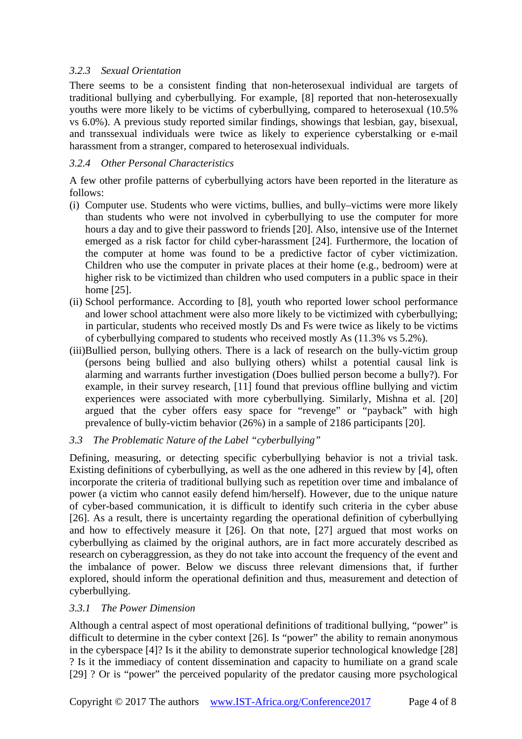### 3.2.3 *Sexual Orientation*

There seems to be a consistent finding that non-heterosexual individual are targets of traditional bullying and cyberbullying. For example, [8] reported that non-heterosexually youths were more likely to be victims of cyberbullying, compared to heterosexual (10.5% vs 6.0%). A previous study reported similar findings, showings that lesbian, gay, bisexual, and transsexual individuals were twice as likely to experience cyberstalking or e-mail harassment from a stranger, compared to heterosexual individuals.

### 3.2.4 *Other Personal Characteristics*

A few other profile patterns of cyberbullying actors have been reported in the literature as follows:

(i) Computer use. Students who were victims, bullies, and bully–victims were more likely than students who were not involved in cyberbullying to use the computer for more hours a day and to give their password to friends [20]. Also, intensive use of the Internet emerged as a risk factor for child cyber-harassment [24]. Furthermore, the location of the computer at home was found to be a predictive factor of cyber victimization. Children who use the computer in private places at their home (e.g., bedroom) were at higher risk to be victimized than children who used computers in a public space in their home [25].

(ii) School performance. According to [8], youth who reported lower school performance and lower school attachment were also more likely to be victimized with cyberbullying; in particular, students who received mostly Ds and Fs were twice as likely to be victims of cyberbullying compared to students who received mostly As (11.3% vs 5.2%).

(iii) Bullied person, bullying others. There is a lack of research on the bully-victim group (persons being bullied and also bullying others) whilst a potential causal link is alarming and warrants further investigation (Does bullied person become a bully?). For example, in their survey research, [11] found that previous offline bullying and victim experiences were associated with more cyberbullying. Similarly, Mishna et al. [20] argued that the cyber offers easy space for "revenge" or "payback" with high prevalence of bully-victim behavior (26%) in a sample of 2186 participants [20].

## 3.3 *The Problematic Nature of the Label "cyberbullying"*

Defining, measuring, or detecting specific cyberbullying behavior is not a trivial task. Existing definitions of cyberbullying, as well as the one adhered in this review by [4], often incorporate the criteria of traditional bullying such as repetition over time and imbalance of power (a victim who cannot easily defend him/herself). However, due to the unique nature of cyber-based communication, it is difficult to identify such criteria in the cyber abuse [26]. As a result, there is uncertainty regarding the operational definition of cyberbullying and how to effectively measure it [26]. On that note, [27] argued that most works on cyberbullying as claimed by the original authors, are in fact more accurately described as research on cyberaggression, as they do not take into account the frequency of the event and the imbalance of power. Below we discuss three relevant dimensions that, if further explored, should inform the operational definition and thus, measurement and detection of cyberbullying.

### 3.3.1 *The Power Dimension*

Although a central aspect of most operational definitions of traditional bullying, "power" is difficult to determine in the cyber context [26]. Is "power" the ability to remain anonymous in the cyberspace [4]? Is it the ability to demonstrate superior technological knowledge [28] ? Is it the immediacy of content dissemination and capacity to humiliate on a grand scale [29] ? Or is "power" the perceived popularity of the predator causing more psychological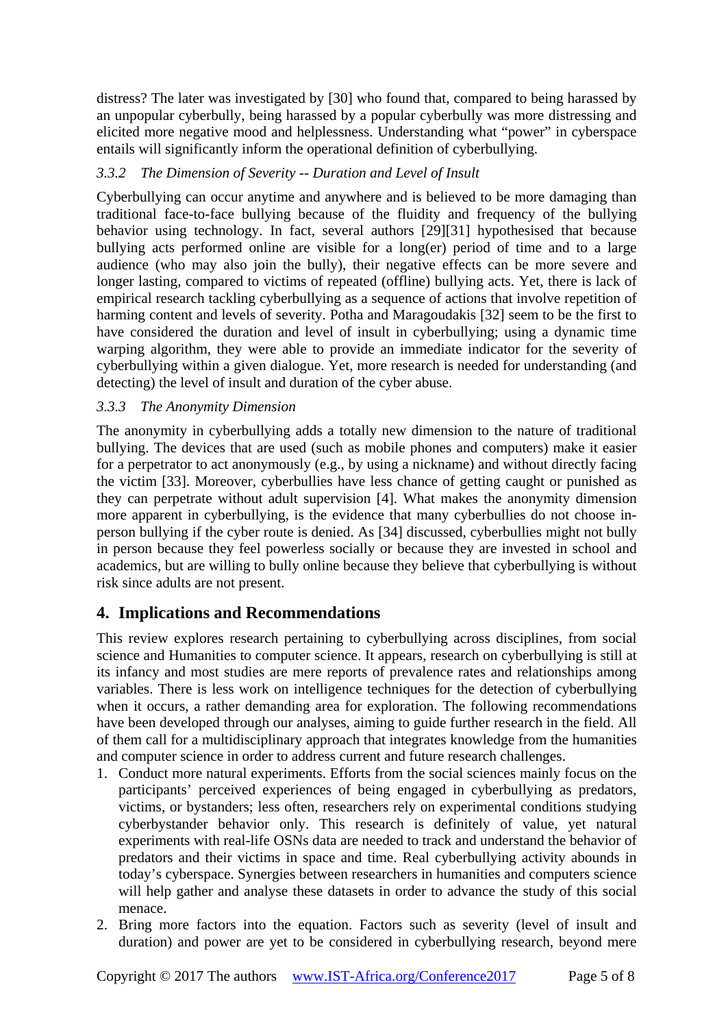distress? The later was investigated by [30] who found that, compared to being harassed by an unpopular cyberbully, being harassed by a popular cyberbully was more distressing and elicited more negative mood and helplessness. Understanding what "power" in cyberspace entails will significantly inform the operational definition of cyberbullying.

### 3.3.2 The Dimension of Severity -- Duration and Level of Insult

Cyberbullying can occur anytime and anywhere and is believed to be more damaging than traditional face-to-face bullying because of the fluidity and frequency of the bullying behavior using technology. In fact, several authors [29][31] hypothesised that because bullying acts performed online are visible for a long(er) period of time and to a large audience (who may also join the bully), their negative effects can be more severe and longer lasting, compared to victims of repeated (offline) bullying acts. Yet, there is lack of empirical research tackling cyberbullying as a sequence of actions that involve repetition of harming content and levels of severity. Potha and Maragoudakis [32] seem to be the first to have considered the duration and level of insult in cyberbullying; using a dynamic time warping algorithm, they were able to provide an immediate indicator for the severity of cyberbullying within a given dialogue. Yet, more research is needed for understanding (and detecting) the level of insult and duration of the cyber abuse.

### 3.3.3 The Anonymity Dimension

The anonymity in cyberbullying adds a totally new dimension to the nature of traditional bullying. The devices that are used (such as mobile phones and computers) make it easier for a perpetrator to act anonymously (e.g., by using a nickname) and without directly facing the victim [33]. Moreover, cyberbullies have less chance of getting caught or punished as they can perpetrate without adult supervision [4]. What makes the anonymity dimension more apparent in cyberbullying, is the evidence that many cyberbullies do not choose in-person bullying if the cyber route is denied. As [34] discussed, cyberbullies might not bully in person because they feel powerless socially or because they are invested in school and academics, but are willing to bully online because they believe that cyberbullying is without risk since adults are not present.

## 4. Implications and Recommendations

This review explores research pertaining to cyberbullying across disciplines, from social science and Humanities to computer science. It appears, research on cyberbullying is still at its infancy and most studies are mere reports of prevalence rates and relationships among variables. There is less work on intelligence techniques for the detection of cyberbullying when it occurs, a rather demanding area for exploration. The following recommendations have been developed through our analyses, aiming to guide further research in the field. All of them call for a multidisciplinary approach that integrates knowledge from the humanities and computer science in order to address current and future research challenges.

1. Conduct more natural experiments. Efforts from the social sciences mainly focus on the participants' perceived experiences of being engaged in cyberbullying as predators, victims, or bystanders; less often, researchers rely on experimental conditions studying cyberbystander behavior only. This research is definitely of value, yet natural experiments with real-life OSNs data are needed to track and understand the behavior of predators and their victims in space and time. Real cyberbullying activity abounds in today's cyberspace. Synergies between researchers in humanities and computers science will help gather and analyse these datasets in order to advance the study of this social menace.
2. Bring more factors into the equation. Factors such as severity (level of insult and duration) and power are yet to be considered in cyberbullying research, beyond mere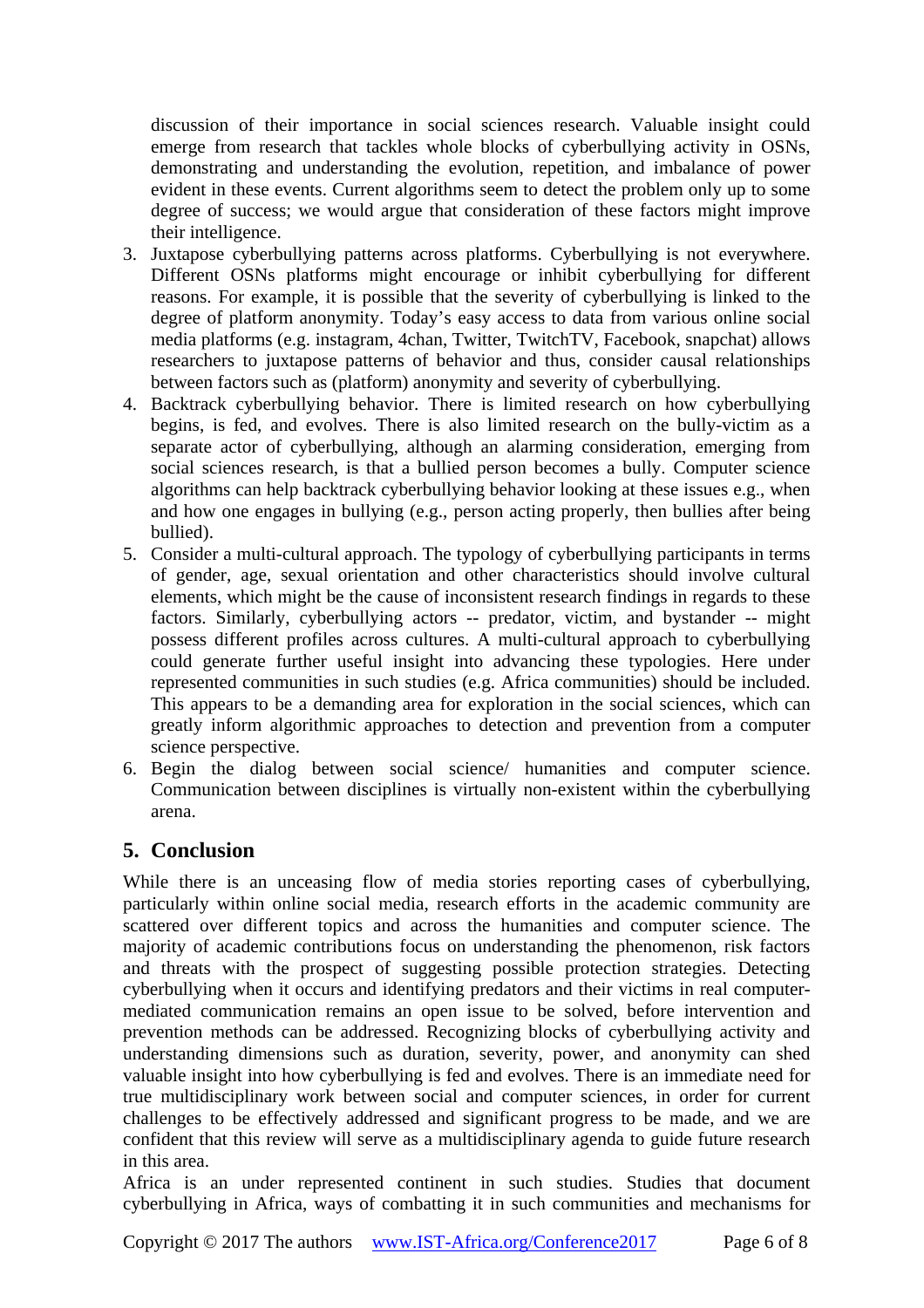discussion of their importance in social sciences research. Valuable insight could emerge from research that tackles whole blocks of cyberbullying activity in OSNs, demonstrating and understanding the evolution, repetition, and imbalance of power evident in these events. Current algorithms seem to detect the problem only up to some degree of success; we would argue that consideration of these factors might improve their intelligence.

3. Juxtapose cyberbullying patterns across platforms. Cyberbullying is not everywhere. Different OSNs platforms might encourage or inhibit cyberbullying for different reasons. For example, it is possible that the severity of cyberbullying is linked to the degree of platform anonymity. Today's easy access to data from various online social media platforms (e.g. instagram, 4chan, Twitter, TwitchTV, Facebook, snapchat) allows researchers to juxtapose patterns of behavior and thus, consider causal relationships between factors such as (platform) anonymity and severity of cyberbullying.
4. Backtrack cyberbullying behavior. There is limited research on how cyberbullying begins, is fed, and evolves. There is also limited research on the bully-victim as a separate actor of cyberbullying, although an alarming consideration, emerging from social sciences research, is that a bullied person becomes a bully. Computer science algorithms can help backtrack cyberbullying behavior looking at these issues e.g., when and how one engages in bullying (e.g., person acting properly, then bullies after being bullied).
5. Consider a multi-cultural approach. The typology of cyberbullying participants in terms of gender, age, sexual orientation and other characteristics should involve cultural elements, which might be the cause of inconsistent research findings in regards to these factors. Similarly, cyberbullying actors -- predator, victim, and bystander -- might possess different profiles across cultures. A multi-cultural approach to cyberbullying could generate further useful insight into advancing these typologies. Here under represented communities in such studies (e.g. Africa communities) should be included. This appears to be a demanding area for exploration in the social sciences, which can greatly inform algorithmic approaches to detection and prevention from a computer science perspective.
6. Begin the dialog between social science/ humanities and computer science. Communication between disciplines is virtually non-existent within the cyberbullying arena.

## 5. Conclusion

While there is an unceasing flow of media stories reporting cases of cyberbullying, particularly within online social media, research efforts in the academic community are scattered over different topics and across the humanities and computer science. The majority of academic contributions focus on understanding the phenomenon, risk factors and threats with the prospect of suggesting possible protection strategies. Detecting cyberbullying when it occurs and identifying predators and their victims in real computer-mediated communication remains an open issue to be solved, before intervention and prevention methods can be addressed. Recognizing blocks of cyberbullying activity and understanding dimensions such as duration, severity, power, and anonymity can shed valuable insight into how cyberbullying is fed and evolves. There is an immediate need for true multidisciplinary work between social and computer sciences, in order for current challenges to be effectively addressed and significant progress to be made, and we are confident that this review will serve as a multidisciplinary agenda to guide future research in this area.

Africa is an under represented continent in such studies. Studies that document cyberbullying in Africa, ways of combatting it in such communities and mechanisms for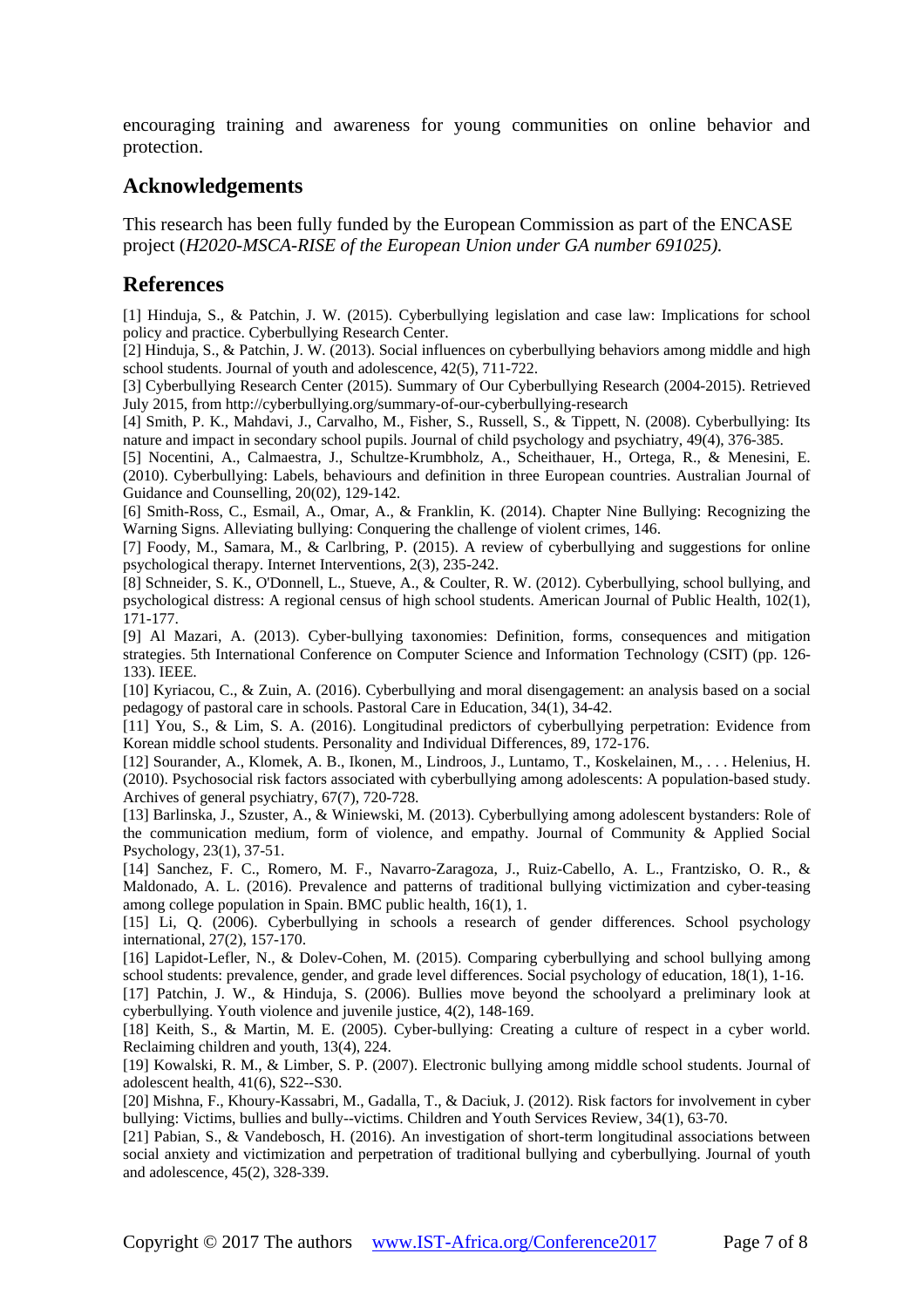encouraging training and awareness for young communities on online behavior and protection.

## Acknowledgements

This research has been fully funded by the European Commission as part of the ENCASE project (*H2020-MSCA-RISE of the European Union under GA number 691025).*

## References

[1] Hinduja, S., & Patchin, J. W. (2015). Cyberbullying legislation and case law: Implications for school policy and practice. Cyberbullying Research Center.

[2] Hinduja, S., & Patchin, J. W. (2013). Social influences on cyberbullying behaviors among middle and high school students. Journal of youth and adolescence, 42(5), 711-722.

[3] Cyberbullying Research Center (2015). Summary of Our Cyberbullying Research (2004-2015). Retrieved July 2015, from http://cyberbullying.org/summary-of-our-cyberbullying-research

[4] Smith, P. K., Mahdavi, J., Carvalho, M., Fisher, S., Russell, S., & Tippett, N. (2008). Cyberbullying: Its nature and impact in secondary school pupils. Journal of child psychology and psychiatry, 49(4), 376-385.

[5] Nocentini, A., Calmaestra, J., Schultze-Krumbholz, A., Scheithauer, H., Ortega, R., & Menesini, E. (2010). Cyberbullying: Labels, behaviours and definition in three European countries. Australian Journal of Guidance and Counselling, 20(02), 129-142.

[6] Smith-Ross, C., Esmail, A., Omar, A., & Franklin, K. (2014). Chapter Nine Bullying: Recognizing the Warning Signs. Alleviating bullying: Conquering the challenge of violent crimes, 146.

[7] Foody, M., Samara, M., & Carlbring, P. (2015). A review of cyberbullying and suggestions for online psychological therapy. Internet Interventions, 2(3), 235-242.

[8] Schneider, S. K., O'Donnell, L., Stueve, A., & Coulter, R. W. (2012). Cyberbullying, school bullying, and psychological distress: A regional census of high school students. American Journal of Public Health, 102(1), 171-177.

[9] Al Mazari, A. (2013). Cyber-bullying taxonomies: Definition, forms, consequences and mitigation strategies. 5th International Conference on Computer Science and Information Technology (CSIT) (pp. 126-133). IEEE.

[10] Kyriacou, C., & Zuin, A. (2016). Cyberbullying and moral disengagement: an analysis based on a social pedagogy of pastoral care in schools. Pastoral Care in Education, 34(1), 34-42.

[11] You, S., & Lim, S. A. (2016). Longitudinal predictors of cyberbullying perpetration: Evidence from Korean middle school students. Personality and Individual Differences, 89, 172-176.

[12] Sourander, A., Klomek, A. B., Ikonen, M., Lindroos, J., Luntamo, T., Koskelainen, M., . . . Helenius, H. (2010). Psychosocial risk factors associated with cyberbullying among adolescents: A population-based study. Archives of general psychiatry, 67(7), 720-728.

[13] Barlinska, J., Szuster, A., & Winiewski, M. (2013). Cyberbullying among adolescent bystanders: Role of the communication medium, form of violence, and empathy. Journal of Community & Applied Social Psychology, 23(1), 37-51.

[14] Sanchez, F. C., Romero, M. F., Navarro-Zaragoza, J., Ruiz-Cabello, A. L., Frantzisko, O. R., & Maldonado, A. L. (2016). Prevalence and patterns of traditional bullying victimization and cyber-teasing among college population in Spain. BMC public health, 16(1), 1.

[15] Li, Q. (2006). Cyberbullying in schools a research of gender differences. School psychology international, 27(2), 157-170.

[16] Lapidot-Lefler, N., & Dolev-Cohen, M. (2015). Comparing cyberbullying and school bullying among school students: prevalence, gender, and grade level differences. Social psychology of education, 18(1), 1-16.

[17] Patchin, J. W., & Hinduja, S. (2006). Bullies move beyond the schoolyard a preliminary look at cyberbullying. Youth violence and juvenile justice, 4(2), 148-169.

[18] Keith, S., & Martin, M. E. (2005). Cyber-bullying: Creating a culture of respect in a cyber world. Reclaiming children and youth, 13(4), 224.

[19] Kowalski, R. M., & Limber, S. P. (2007). Electronic bullying among middle school students. Journal of adolescent health, 41(6), S22--S30.

[20] Mishna, F., Khoury-Kassabri, M., Gadalla, T., & Daciuk, J. (2012). Risk factors for involvement in cyber bullying: Victims, bullies and bully--victims. Children and Youth Services Review, 34(1), 63-70.

[21] Pabian, S., & Vandebosch, H. (2016). An investigation of short-term longitudinal associations between social anxiety and victimization and perpetration of traditional bullying and cyberbullying. Journal of youth and adolescence, 45(2), 328-339.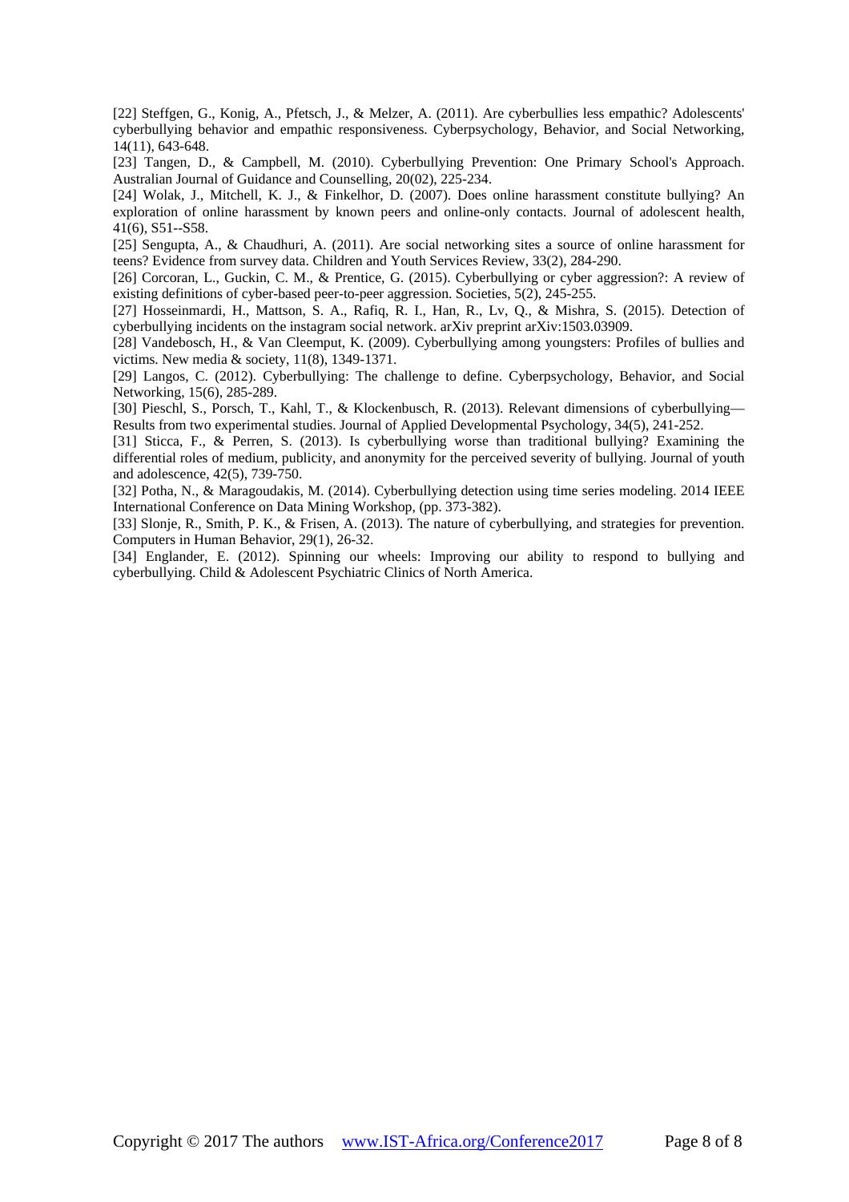[22] Steffgen, G., Konig, A., Pfetsch, J., & Melzer, A. (2011). Are cyberbullies less empathic? Adolescents' cyberbullying behavior and empathic responsiveness. Cyberpsychology, Behavior, and Social Networking, 14(11), 643-648.

[23] Tangen, D., & Campbell, M. (2010). Cyberbullying Prevention: One Primary School's Approach. Australian Journal of Guidance and Counselling, 20(02), 225-234.

[24] Wolak, J., Mitchell, K. J., & Finkelhor, D. (2007). Does online harassment constitute bullying? An exploration of online harassment by known peers and online-only contacts. Journal of adolescent health, 41(6), S51--S58.

[25] Sengupta, A., & Chaudhuri, A. (2011). Are social networking sites a source of online harassment for teens? Evidence from survey data. Children and Youth Services Review, 33(2), 284-290.

[26] Corcoran, L., Guckin, C. M., & Prentice, G. (2015). Cyberbullying or cyber aggression?: A review of existing definitions of cyber-based peer-to-peer aggression. Societies, 5(2), 245-255.

[27] Hosseinmardi, H., Mattson, S. A., Rafiq, R. I., Han, R., Lv, Q., & Mishra, S. (2015). Detection of cyberbullying incidents on the instagram social network. arXiv preprint arXiv:1503.03909.

[28] Vandebosch, H., & Van Cleemput, K. (2009). Cyberbullying among youngsters: Profiles of bullies and victims. New media & society, 11(8), 1349-1371.

[29] Langos, C. (2012). Cyberbullying: The challenge to define. Cyberpsychology, Behavior, and Social Networking, 15(6), 285-289.

[30] Pieschl, S., Porsch, T., Kahl, T., & Klockenbusch, R. (2013). Relevant dimensions of cyberbullying—Results from two experimental studies. Journal of Applied Developmental Psychology, 34(5), 241-252.

[31] Sticca, F., & Perren, S. (2013). Is cyberbullying worse than traditional bullying? Examining the differential roles of medium, publicity, and anonymity for the perceived severity of bullying. Journal of youth and adolescence, 42(5), 739-750.

[32] Potha, N., & Maragoudakis, M. (2014). Cyberbullying detection using time series modeling. 2014 IEEE International Conference on Data Mining Workshop, (pp. 373-382).

[33] Slonje, R., Smith, P. K., & Frisen, A. (2013). The nature of cyberbullying, and strategies for prevention. Computers in Human Behavior, 29(1), 26-32.

[34] Englander, E. (2012). Spinning our wheels: Improving our ability to respond to bullying and cyberbullying. Child & Adolescent Psychiatric Clinics of North America.